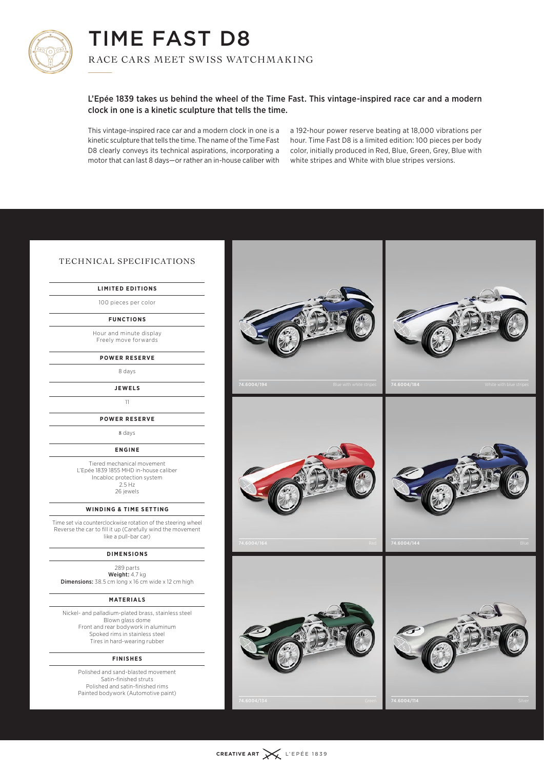# TIME FAST D8

RACE CARS MEET SWISS WATCHMAKING

**L'Epée 1839 takes us behind the wheel of the Time Fast. This vintage-inspired race car and a modern clock in one is a kinetic sculpture that tells the time.**

This vintage-inspired race car and a modern clock in one is a kinetic sculpture that tells the time. The name of the Time Fast D8 clearly conveys its technical aspirations, incorporating a motor that can last 8 days—or rather an in-house caliber with a 192-hour power reserve beating at 18,000 vibrations per hour. Time Fast D8 is a limited edition: 100 pieces per body color, initially produced in Red, Blue, Green, Grey, Blue with white stripes and White with blue stripes versions.

## TECHNICAL SPECIFICATIONS

**LIMITED EDITIONS**

100 pieces per color

**FUNCTIONS**

Hour and minute display
Freely move forwards

**POWER RESERVE**

8 days

**JEWELS**

11

**POWER RESERVE**

8 days

**ENGINE**

Tiered mechanical movement
L'Epée 1839 1855 MHD in-house caliber
Incabloc protection system
2.5 Hz
26 jewels

**WINDING & TIME SETTING**

Time set via counterclockwise rotation of the steering wheel
Reverse the car to fill it up (Carefully wind the movement like a pull-bar car)

**DIMENSIONS**

289 parts
**Weight:** 4.7 kg
**Dimensions:** 38.5 cm long x 16 cm wide x 12 cm high

**MATERIALS**

Nickel- and palladium-plated brass, stainless steel
Blown glass dome
Front and rear bodywork in aluminum
Spoked rims in stainless steel
Tires in hard-wearing rubber

**FINISHES**

Polished and sand-blasted movement
Satin-finished struts
Polished and satin-finished rims
Painted bodywork (Automotive paint)

74.6004/194 Blue with white stripes

74.6004/184 White with blue stripes

74.6004/164 Red

74.6004/144 Blue

74.6004/134 Green

74.6004/114 Silver

CREATIVE ART L'EPÉE 1839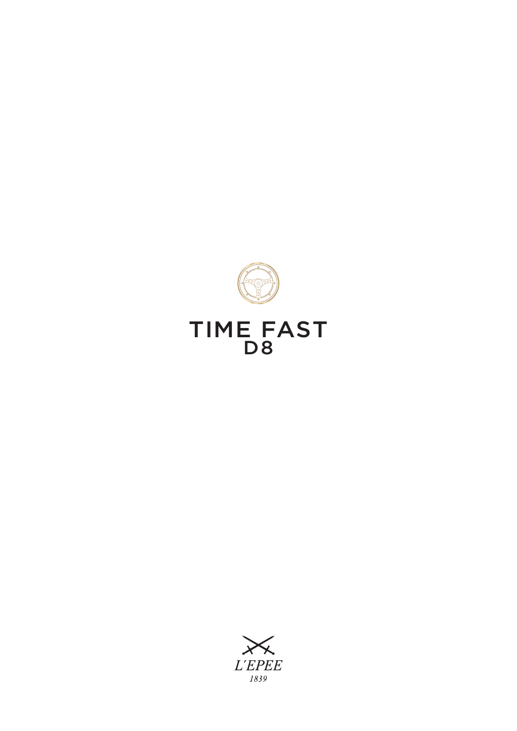# TIME FAST
## D8

L'EPEE
1839